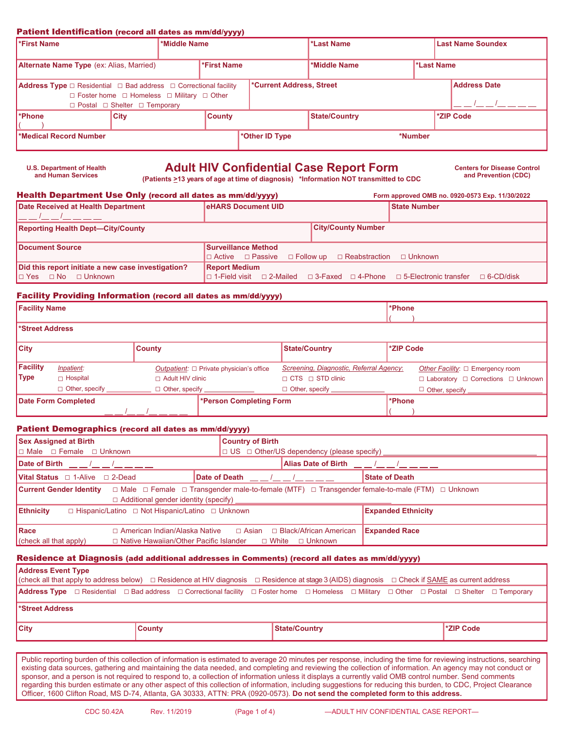## Patient Identification (record all dates as mm/dd/yyyy)

| *First Name | *Middle Name | *Last Name | Last Name Soundex |
|---|---|---|---|
| | | | |

| Alternate Name Type (ex: Alias, Married) | *First Name | *Middle Name | *Last Name |
|---|---|---|---|
| | | | |

| Address Type ☐ Residential ☐ Bad address ☐ Correctional facility ☐ Foster home ☐ Homeless ☐ Military ☐ Other ☐ Postal ☐ Shelter ☐ Temporary | *Current Address, Street | Address Date __ __/__ __/__ __ __ __ |
|---|---|---|

| *Phone ( ) | City | County | State/Country | *ZIP Code |
|---|---|---|---|---|
| | | | | |

| *Medical Record Number | *Other ID Type | *Number |
|---|---|---|
| | | |

U.S. Department of Health and Human Services

# Adult HIV Confidential Case Report Form

(Patients ≥13 years of age at time of diagnosis) *Information NOT transmitted to CDC

Centers for Disease Control and Prevention (CDC)

## Health Department Use Only (record all dates as mm/dd/yyyy)

Form approved OMB no. 0920-0573 Exp. 11/30/2022

| Date Received at Health Department __ __/__ __/__ __ __ __ | eHARS Document UID | State Number |
|---|---|---|

| Reporting Health Dept—City/County | City/County Number |
|---|---|

| Document Source | Surveillance Method ☐ Active ☐ Passive ☐ Follow up ☐ Reabstraction ☐ Unknown |
|---|---|
| Did this report initiate a new case investigation? ☐ Yes ☐ No ☐ Unknown | Report Medium ☐ 1-Field visit ☐ 2-Mailed ☐ 3-Faxed ☐ 4-Phone ☐ 5-Electronic transfer ☐ 6-CD/disk |

## Facility Providing Information (record all dates as mm/dd/yyyy)

| Facility Name | *Phone ( ) |
|---|---|

*Street Address

| City | County | State/Country | *ZIP Code |
|---|---|---|---|
| | | | |

| Facility Type | *Inpatient:* | *Outpatient:* | *Screening, Diagnostic, Referral Agency:* | *Other Facility:* |
|---|---|---|---|---|
| | ☐ Hospital | ☐ Private physician's office | ☐ CTS ☐ STD clinic | ☐ Emergency room |
| | ☐ Other, specify ____ | ☐ Adult HIV clinic | ☐ Other, specify ____ | ☐ Laboratory ☐ Corrections ☐ Unknown |
| | | ☐ Other, specify ____ | | ☐ Other, specify ____ |

| Date Form Completed __ __/__ __/__ __ __ __ | *Person Completing Form | *Phone ( ) |
|---|---|---|

## Patient Demographics (record all dates as mm/dd/yyyy)

| Sex Assigned at Birth ☐ Male ☐ Female ☐ Unknown | Country of Birth ☐ US ☐ Other/US dependency (please specify) ____ |
|---|---|
| Date of Birth __ __/__ __/__ __ __ __ | Alias Date of Birth __ __/__ __/__ __ __ __ |

| Vital Status ☐ 1-Alive ☐ 2-Dead | Date of Death __ __/__ __/__ __ __ __ | State of Death |
|---|---|---|

Current Gender Identity ☐ Male ☐ Female ☐ Transgender male-to-female (MTF) ☐ Transgender female-to-male (FTM) ☐ Unknown ☐ Additional gender identity (specify) ____

| Ethnicity ☐ Hispanic/Latino ☐ Not Hispanic/Latino ☐ Unknown | Expanded Ethnicity |
|---|---|
| Race (check all that apply) ☐ American Indian/Alaska Native ☐ Asian ☐ Black/African American ☐ Native Hawaiian/Other Pacific Islander ☐ White ☐ Unknown | Expanded Race |

## Residence at Diagnosis (add additional addresses in Comments) (record all dates as mm/dd/yyyy)

Address Event Type (check all that apply to address below) ☐ Residence at HIV diagnosis ☐ Residence at stage 3 (AIDS) diagnosis ☐ Check if SAME as current address

Address Type ☐ Residential ☐ Bad address ☐ Correctional facility ☐ Foster home ☐ Homeless ☐ Military ☐ Other ☐ Postal ☐ Shelter ☐ Temporary

*Street Address

| City | County | State/Country | *ZIP Code |
|---|---|---|---|
| | | | |

Public reporting burden of this collection of information is estimated to average 20 minutes per response, including the time for reviewing instructions, searching existing data sources, gathering and maintaining the data needed, and completing and reviewing the collection of information. An agency may not conduct or sponsor, and a person is not required to respond to, a collection of information unless it displays a currently valid OMB control number. Send comments regarding this burden estimate or any other aspect of this collection of information, including suggestions for reducing this burden, to CDC, Project Clearance Officer, 1600 Clifton Road, MS D-74, Atlanta, GA 30333, ATTN: PRA (0920-0573). **Do not send the completed form to this address.**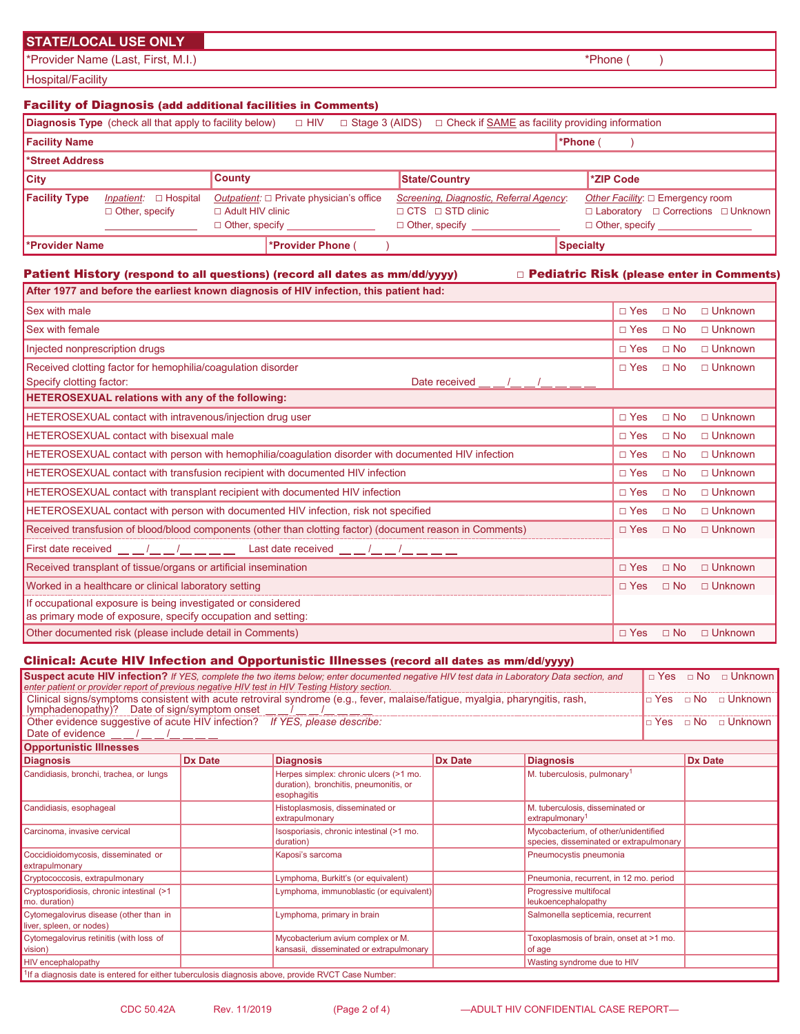## STATE/LOCAL USE ONLY

| *Provider Name (Last, First, M.I.) | *Phone (     ) |
|---|---|
| Hospital/Facility | |

### Facility of Diagnosis (add additional facilities in Comments)

**Diagnosis Type** (check all that apply to facility below) □ HIV □ Stage 3 (AIDS) □ Check if SAME as facility providing information

| **Facility Name** | | | **\*Phone** (     ) |
|---|---|---|---|
| **\*Street Address** | | | |
| **City** | **County** | **State/Country** | **\*ZIP Code** |
| **Facility Type** *Inpatient:* □ Hospital □ Other, specify ________ | *Outpatient:* □ Private physician's office □ Adult HIV clinic □ Other, specify ________ | *Screening, Diagnostic, Referral Agency:* □ CTS □ STD clinic □ Other, specify ________ | *Other Facility:* □ Emergency room □ Laboratory □ Corrections □ Unknown □ Other, specify ________ |
| **\*Provider Name** | **\*Provider Phone** (     ) | | **Specialty** |

### Patient History (respond to all questions) (record all dates as mm/dd/yyyy)

□ **Pediatric Risk** (please enter in Comments)

| **After 1977 and before the earliest known diagnosis of HIV infection, this patient had:** | |
|---|---|
| Sex with male | □ Yes □ No □ Unknown |
| Sex with female | □ Yes □ No □ Unknown |
| Injected nonprescription drugs | □ Yes □ No □ Unknown |
| Received clotting factor for hemophilia/coagulation disorder<br>Specify clotting factor: Date received __ __/__ __/__ __ __ __ | □ Yes □ No □ Unknown |
| **HETEROSEXUAL relations with any of the following:** | |
| HETEROSEXUAL contact with intravenous/injection drug user | □ Yes □ No □ Unknown |
| HETEROSEXUAL contact with bisexual male | □ Yes □ No □ Unknown |
| HETEROSEXUAL contact with person with hemophilia/coagulation disorder with documented HIV infection | □ Yes □ No □ Unknown |
| HETEROSEXUAL contact with transfusion recipient with documented HIV infection | □ Yes □ No □ Unknown |
| HETEROSEXUAL contact with transplant recipient with documented HIV infection | □ Yes □ No □ Unknown |
| HETEROSEXUAL contact with person with documented HIV infection, risk not specified | □ Yes □ No □ Unknown |
| Received transfusion of blood/blood components (other than clotting factor) (document reason in Comments) | □ Yes □ No □ Unknown |
| First date received __ __/__ __/__ __ __ __ Last date received __ __/__ __/__ __ __ __ | |
| Received transplant of tissue/organs or artificial insemination | □ Yes □ No □ Unknown |
| Worked in a healthcare or clinical laboratory setting | □ Yes □ No □ Unknown |
| If occupational exposure is being investigated or considered as primary mode of exposure, specify occupation and setting: | |
| Other documented risk (please include detail in Comments) | □ Yes □ No □ Unknown |

### Clinical: Acute HIV Infection and Opportunistic Illnesses (record all dates as mm/dd/yyyy)

| **Suspect acute HIV infection?** *If YES, complete the two items below; enter documented negative HIV test data in Laboratory Data section, and enter patient or provider report of previous negative HIV test in HIV Testing History section.* | □ Yes □ No □ Unknown |
|---|---|
| Clinical signs/symptoms consistent with acute retroviral syndrome (e.g., fever, malaise/fatigue, myalgia, pharyngitis, rash, lymphadenopathy)? Date of sign/symptom onset __ __/__ __/__ __ __ __ | □ Yes □ No □ Unknown |
| Other evidence suggestive of acute HIV infection? *If YES, please describe:*<br>Date of evidence __ __/__ __/__ __ __ __ | □ Yes □ No □ Unknown |

**Opportunistic Illnesses**

| **Diagnosis** | **Dx Date** | **Diagnosis** | **Dx Date** | **Diagnosis** | **Dx Date** |
|---|---|---|---|---|---|
| Candidiasis, bronchi, trachea, or lungs | | Herpes simplex: chronic ulcers (>1 mo. duration), bronchitis, pneumonitis, or esophagitis | | M. tuberculosis, pulmonary[1] | |
| Candidiasis, esophageal | | Histoplasmosis, disseminated or extrapulmonary | | M. tuberculosis, disseminated or extrapulmonary[1] | |
| Carcinoma, invasive cervical | | Isosporiasis, chronic intestinal (>1 mo. duration) | | Mycobacterium, of other/unidentified species, disseminated or extrapulmonary | |
| Coccidioidomycosis, disseminated or extrapulmonary | | Kaposi's sarcoma | | Pneumocystis pneumonia | |
| Cryptococcosis, extrapulmonary | | Lymphoma, Burkitt's (or equivalent) | | Pneumonia, recurrent, in 12 mo. period | |
| Cryptosporidiosis, chronic intestinal (>1 mo. duration) | | Lymphoma, immunoblastic (or equivalent) | | Progressive multifocal leukoencephalopathy | |
| Cytomegalovirus disease (other than in liver, spleen, or nodes) | | Lymphoma, primary in brain | | Salmonella septicemia, recurrent | |
| Cytomegalovirus retinitis (with loss of vision) | | Mycobacterium avium complex or M. kansasii, disseminated or extrapulmonary | | Toxoplasmosis of brain, onset at >1 mo. of age | |
| HIV encephalopathy | | | | Wasting syndrome due to HIV | |

[1]If a diagnosis date is entered for either tuberculosis diagnosis above, provide RVCT Case Number:

CDC 50.42A Rev. 11/2019 —ADULT HIV CONFIDENTIAL CASE REPORT—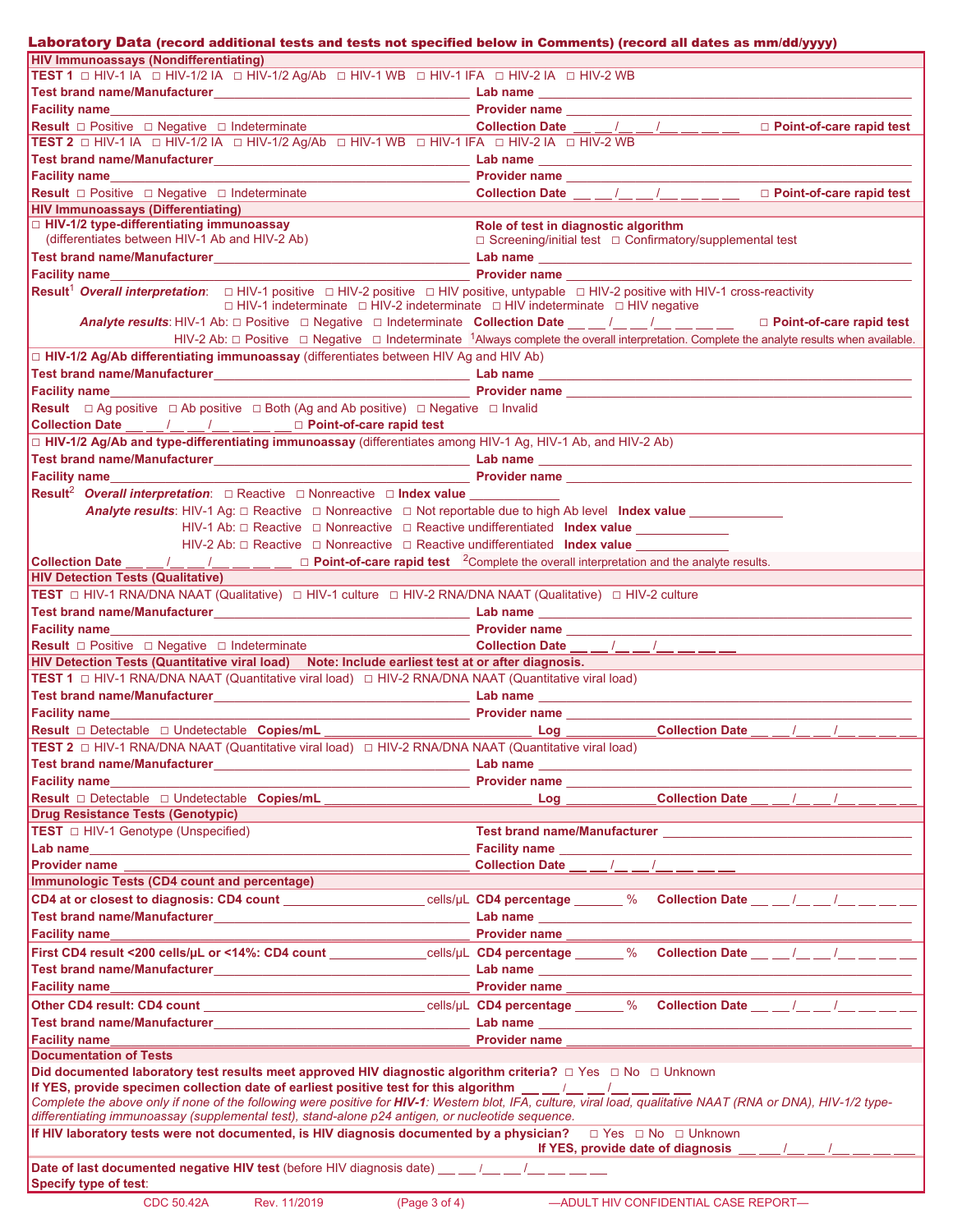## Laboratory Data (record additional tests and tests not specified below in Comments) (record all dates as mm/dd/yyyy)

### HIV Immunoassays (Nondifferentiating)

**TEST 1** ☐ HIV-1 IA ☐ HIV-1/2 IA ☐ HIV-1/2 Ag/Ab ☐ HIV-1 WB ☐ HIV-1 IFA ☐ HIV-2 IA ☐ HIV-2 WB

**Test brand name/Manufacturer** ____________ **Lab name** ____________

**Facility name** ____________ **Provider name** ____________

**Result** ☐ Positive ☐ Negative ☐ Indeterminate **Collection Date** __ __/__ __/__ __ __ __ ☐ **Point-of-care rapid test**

**TEST 2** ☐ HIV-1 IA ☐ HIV-1/2 IA ☐ HIV-1/2 Ag/Ab ☐ HIV-1 WB ☐ HIV-1 IFA ☐ HIV-2 IA ☐ HIV-2 WB

**Test brand name/Manufacturer** ____________ **Lab name** ____________

**Facility name** ____________ **Provider name** ____________

**Result** ☐ Positive ☐ Negative ☐ Indeterminate **Collection Date** __ __/__ __/__ __ __ __ ☐ **Point-of-care rapid test**

### HIV Immunoassays (Differentiating)

☐ **HIV-1/2 type-differentiating immunoassay** (differentiates between HIV-1 Ab and HIV-2 Ab)

**Role of test in diagnostic algorithm** ☐ Screening/initial test ☐ Confirmatory/supplemental test

**Test brand name/Manufacturer** ____________ **Lab name** ____________

**Facility name** ____________ **Provider name** ____________

**Result**[1] ***Overall interpretation***: ☐ HIV-1 positive ☐ HIV-2 positive ☐ HIV positive, untypable ☐ HIV-2 positive with HIV-1 cross-reactivity ☐ HIV-1 indeterminate ☐ HIV-2 indeterminate ☐ HIV indeterminate ☐ HIV negative

***Analyte results***: HIV-1 Ab: ☐ Positive ☐ Negative ☐ Indeterminate **Collection Date** __ __/__ __/__ __ __ __ ☐ **Point-of-care rapid test**

HIV-2 Ab: ☐ Positive ☐ Negative ☐ Indeterminate

[1]Always complete the overall interpretation. Complete the analyte results when available.

☐ **HIV-1/2 Ag/Ab differentiating immunoassay** (differentiates between HIV Ag and HIV Ab)

**Test brand name/Manufacturer** ____________ **Lab name** ____________

**Facility name** ____________ **Provider name** ____________

**Result** ☐ Ag positive ☐ Ab positive ☐ Both (Ag and Ab positive) ☐ Negative ☐ Invalid

**Collection Date** __ __/__ __/__ __ __ __ ☐ **Point-of-care rapid test**

☐ **HIV-1/2 Ag/Ab and type-differentiating immunoassay** (differentiates among HIV-1 Ag, HIV-1 Ab, and HIV-2 Ab)

**Test brand name/Manufacturer** ____________ **Lab name** ____________

**Facility name** ____________ **Provider name** ____________

**Result**[2] ***Overall interpretation***: ☐ Reactive ☐ Nonreactive ☐ **Index value** ____________

***Analyte results***: HIV-1 Ag: ☐ Reactive ☐ Nonreactive ☐ Not reportable due to high Ab level **Index value** ____________

HIV-1 Ab: ☐ Reactive ☐ Nonreactive ☐ Reactive undifferentiated **Index value** ____________

HIV-2 Ab: ☐ Reactive ☐ Nonreactive ☐ Reactive undifferentiated **Index value** ____________

**Collection Date** __ __/__ __/__ __ __ __ ☐ **Point-of-care rapid test** [2]Complete the overall interpretation and the analyte results.

### HIV Detection Tests (Qualitative)

**TEST** ☐ HIV-1 RNA/DNA NAAT (Qualitative) ☐ HIV-1 culture ☐ HIV-2 RNA/DNA NAAT (Qualitative) ☐ HIV-2 culture

**Test brand name/Manufacturer** ____________ **Lab name** ____________

**Facility name** ____________ **Provider name** ____________

**Result** ☐ Positive ☐ Negative ☐ Indeterminate **Collection Date** __ __/__ __/__ __ __ __

### HIV Detection Tests (Quantitative viral load) Note: Include earliest test at or after diagnosis.

**TEST 1** ☐ HIV-1 RNA/DNA NAAT (Quantitative viral load) ☐ HIV-2 RNA/DNA NAAT (Quantitative viral load)

**Test brand name/Manufacturer** ____________ **Lab name** ____________

**Facility name** ____________ **Provider name** ____________

**Result** ☐ Detectable ☐ Undetectable **Copies/mL** ____________ **Log** ____________ **Collection Date** __ __/__ __/__ __ __ __

**TEST 2** ☐ HIV-1 RNA/DNA NAAT (Quantitative viral load) ☐ HIV-2 RNA/DNA NAAT (Quantitative viral load)

**Test brand name/Manufacturer** ____________ **Lab name** ____________

**Facility name** ____________ **Provider name** ____________

**Result** ☐ Detectable ☐ Undetectable **Copies/mL** ____________ **Log** ____________ **Collection Date** __ __/__ __/__ __ __ __

### Drug Resistance Tests (Genotypic)

**TEST** ☐ HIV-1 Genotype (Unspecified) **Test brand name/Manufacturer** ____________

**Lab name** ____________ **Facility name** ____________

**Provider name** ____________ **Collection Date** __ __/__ __/__ __ __ __

### Immunologic Tests (CD4 count and percentage)

**CD4 at or closest to diagnosis: CD4 count** ____________ cells/µL **CD4 percentage** ______ % **Collection Date** __ __/__ __/__ __ __ __

**Test brand name/Manufacturer** ____________ **Lab name** ____________

**Facility name** ____________ **Provider name** ____________

**First CD4 result <200 cells/µL or <14%: CD4 count** ____________ cells/µL **CD4 percentage** ______ % **Collection Date** __ __/__ __/__ __ __ __

**Test brand name/Manufacturer** ____________ **Lab name** ____________

**Facility name** ____________ **Provider name** ____________

**Other CD4 result: CD4 count** ____________ cells/µL **CD4 percentage** ______ % **Collection Date** __ __/__ __/__ __ __ __

**Test brand name/Manufacturer** ____________ **Lab name** ____________

**Facility name** ____________ **Provider name** ____________

### Documentation of Tests

**Did documented laboratory test results meet approved HIV diagnostic algorithm criteria?** ☐ Yes ☐ No ☐ Unknown

**If YES, provide specimen collection date of earliest positive test for this algorithm** __ __/__ __/__ __ __ __

*Complete the above only if none of the following were positive for* ***HIV-1****: Western blot, IFA, culture, viral load, qualitative NAAT (RNA or DNA), HIV-1/2 type-differentiating immunoassay (supplemental test), stand-alone p24 antigen, or nucleotide sequence.*

**If HIV laboratory tests were not documented, is HIV diagnosis documented by a physician?** ☐ Yes ☐ No ☐ Unknown

**If YES, provide date of diagnosis** __ __/__ __/__ __ __ __

**Date of last documented negative HIV test** (before HIV diagnosis date) __ __/__ __/__ __ __ __

**Specify type of test**:

CDC 50.42A Rev. 11/2019 —ADULT HIV CONFIDENTIAL CASE REPORT—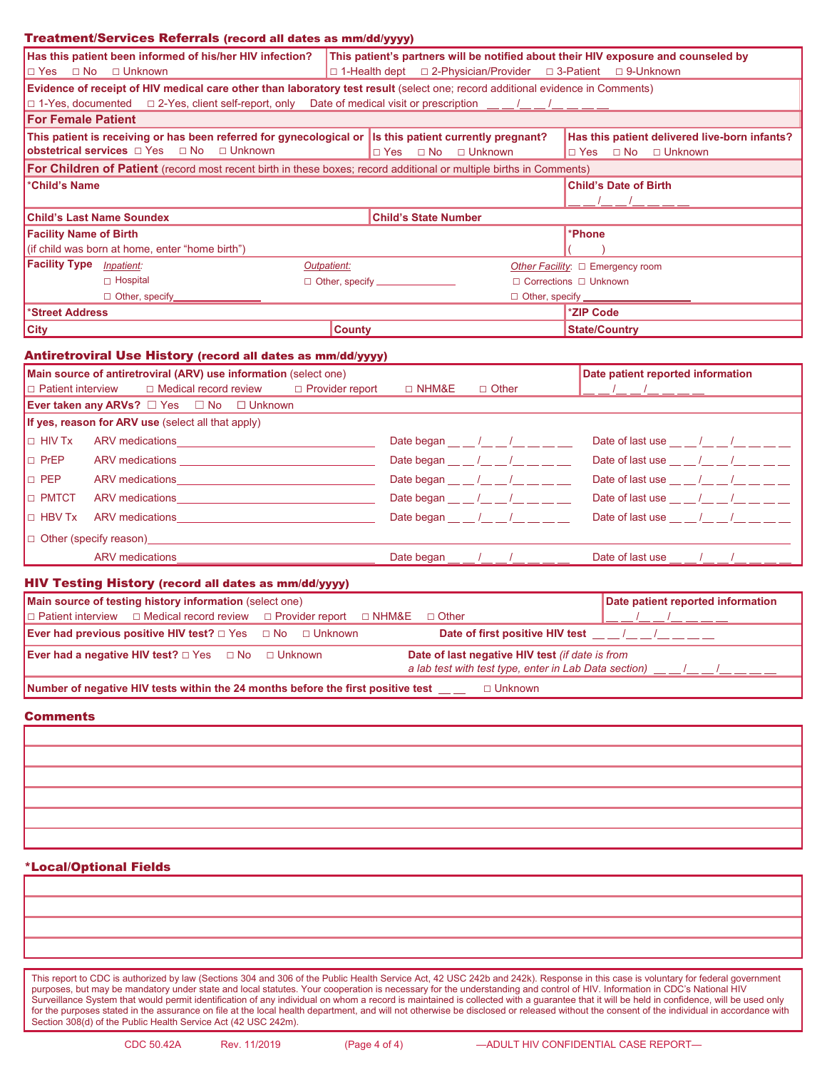## Treatment/Services Referrals (record all dates as mm/dd/yyyy)

| | |
|---|---|
| **Has this patient been informed of his/her HIV infection?** ☐ Yes ☐ No ☐ Unknown | **This patient's partners will be notified about their HIV exposure and counseled by** ☐ 1-Health dept ☐ 2-Physician/Provider ☐ 3-Patient ☐ 9-Unknown |

**Evidence of receipt of HIV medical care other than laboratory test result** (select one; record additional evidence in Comments)
☐ 1-Yes, documented ☐ 2-Yes, client self-report, only Date of medical visit or prescription __ __/__ __/__ __ __ __

### For Female Patient

| | | |
|---|---|---|
| **This patient is receiving or has been referred for gynecological or obstetrical services** ☐ Yes ☐ No ☐ Unknown | **Is this patient currently pregnant?** ☐ Yes ☐ No ☐ Unknown | **Has this patient delivered live-born infants?** ☐ Yes ☐ No ☐ Unknown |

### For Children of Patient (record most recent birth in these boxes; record additional or multiple births in Comments)

| | | |
|---|---|---|
| ***Child's Name** | | **Child's Date of Birth** __ __/__ __/__ __ __ __ |
| **Child's Last Name Soundex** | **Child's State Number** | |
| **Facility Name of Birth** (if child was born at home, enter "home birth") | | ***Phone** ( ) |
| **Facility Type** *Inpatient:* ☐ Hospital ☐ Other, specify________ | *Outpatient:* ☐ Other, specify ________ | *Other Facility:* ☐ Emergency room ☐ Corrections ☐ Unknown ☐ Other, specify ________ |
| ***Street Address** | | ***ZIP Code** |
| **City** | **County** | **State/Country** |

## Antiretroviral Use History (record all dates as mm/dd/yyyy)

**Main source of antiretroviral (ARV) use information** (select one)
☐ Patient interview ☐ Medical record review ☐ Provider report ☐ NHM&E ☐ Other

**Date patient reported information** __ __/__ __/__ __ __ __

**Ever taken any ARVs?** ☐ Yes ☐ No ☐ Unknown

**If yes, reason for ARV use** (select all that apply)

| | | | |
|---|---|---|---|
| ☐ HIV Tx | ARV medications________ | Date began __ __/__ __/__ __ __ __ | Date of last use __ __/__ __/__ __ __ __ |
| ☐ PrEP | ARV medications________ | Date began __ __/__ __/__ __ __ __ | Date of last use __ __/__ __/__ __ __ __ |
| ☐ PEP | ARV medications________ | Date began __ __/__ __/__ __ __ __ | Date of last use __ __/__ __/__ __ __ __ |
| ☐ PMTCT | ARV medications________ | Date began __ __/__ __/__ __ __ __ | Date of last use __ __/__ __/__ __ __ __ |
| ☐ HBV Tx | ARV medications________ | Date began __ __/__ __/__ __ __ __ | Date of last use __ __/__ __/__ __ __ __ |
| ☐ Other (specify reason)________ | | | |
| | ARV medications________ | Date began __ __/__ __/__ __ __ __ | Date of last use __ __/__ __/__ __ __ __ |

## HIV Testing History (record all dates as mm/dd/yyyy)

**Main source of testing history information** (select one)
☐ Patient interview ☐ Medical record review ☐ Provider report ☐ NHM&E ☐ Other

**Date patient reported information** __ __/__ __/__ __ __ __

**Ever had previous positive HIV test?** ☐ Yes ☐ No ☐ Unknown **Date of first positive HIV test** __ __/__ __/__ __ __ __

**Ever had a negative HIV test?** ☐ Yes ☐ No ☐ Unknown **Date of last negative HIV test** *(if date is from a lab test with test type, enter in Lab Data section)* __ __/__ __/__ __ __ __

**Number of negative HIV tests within the 24 months before the first positive test** __ __ ☐ Unknown

## Comments

## *Local/Optional Fields

This report to CDC is authorized by law (Sections 304 and 306 of the Public Health Service Act, 42 USC 242b and 242k). Response in this case is voluntary for federal government purposes, but may be mandatory under state and local statutes. Your cooperation is necessary for the understanding and control of HIV. Information in CDC's National HIV Surveillance System that would permit identification of any individual on whom a record is maintained is collected with a guarantee that it will be held in confidence, will be used only for the purposes stated in the assurance on file at the local health department, and will not otherwise be disclosed or released without the consent of the individual in accordance with Section 308(d) of the Public Health Service Act (42 USC 242m).

CDC 50.42A Rev. 11/2019 —ADULT HIV CONFIDENTIAL CASE REPORT—